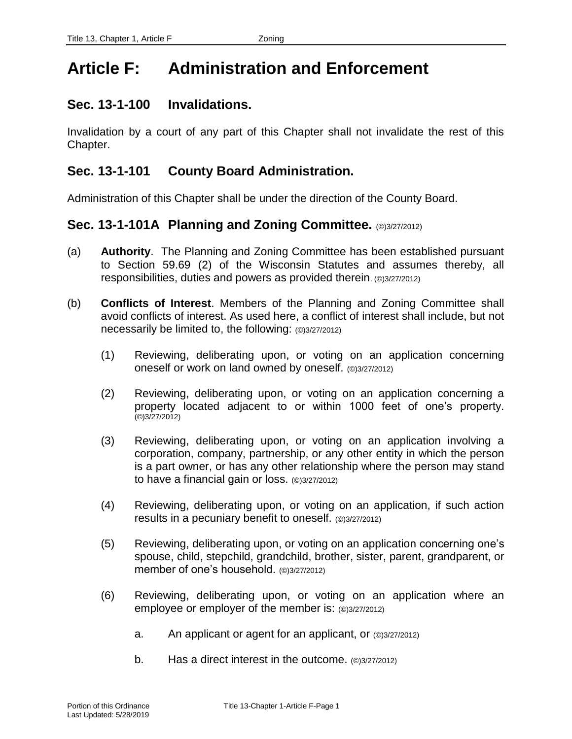# Article F: Administration and Enforcement

## Sec. 13-1-100 Invalidations.

Invalidation by a court of any part of this Chapter shall not invalidate the rest of this Chapter.

## Sec. 13-1-101 County Board Administration.

Administration of this Chapter shall be under the direction of the County Board.

## Sec. 13-1-101A Planning and Zoning Committee. (©)3/27/2012)

(a) **Authority**. The Planning and Zoning Committee has been established pursuant to Section 59.69 (2) of the Wisconsin Statutes and assumes thereby, all responsibilities, duties and powers as provided therein. (©)3/27/2012)

(b) **Conflicts of Interest**. Members of the Planning and Zoning Committee shall avoid conflicts of interest. As used here, a conflict of interest shall include, but not necessarily be limited to, the following: (©)3/27/2012)

   (1) Reviewing, deliberating upon, or voting on an application concerning oneself or work on land owned by oneself. (©)3/27/2012)

   (2) Reviewing, deliberating upon, or voting on an application concerning a property located adjacent to or within 1000 feet of one's property. (©)3/27/2012)

   (3) Reviewing, deliberating upon, or voting on an application involving a corporation, company, partnership, or any other entity in which the person is a part owner, or has any other relationship where the person may stand to have a financial gain or loss. (©)3/27/2012)

   (4) Reviewing, deliberating upon, or voting on an application, if such action results in a pecuniary benefit to oneself. (©)3/27/2012)

   (5) Reviewing, deliberating upon, or voting on an application concerning one's spouse, child, stepchild, grandchild, brother, sister, parent, grandparent, or member of one's household. (©)3/27/2012)

   (6) Reviewing, deliberating upon, or voting on an application where an employee or employer of the member is: (©)3/27/2012)

      a. An applicant or agent for an applicant, or (©)3/27/2012)

      b. Has a direct interest in the outcome. (©)3/27/2012)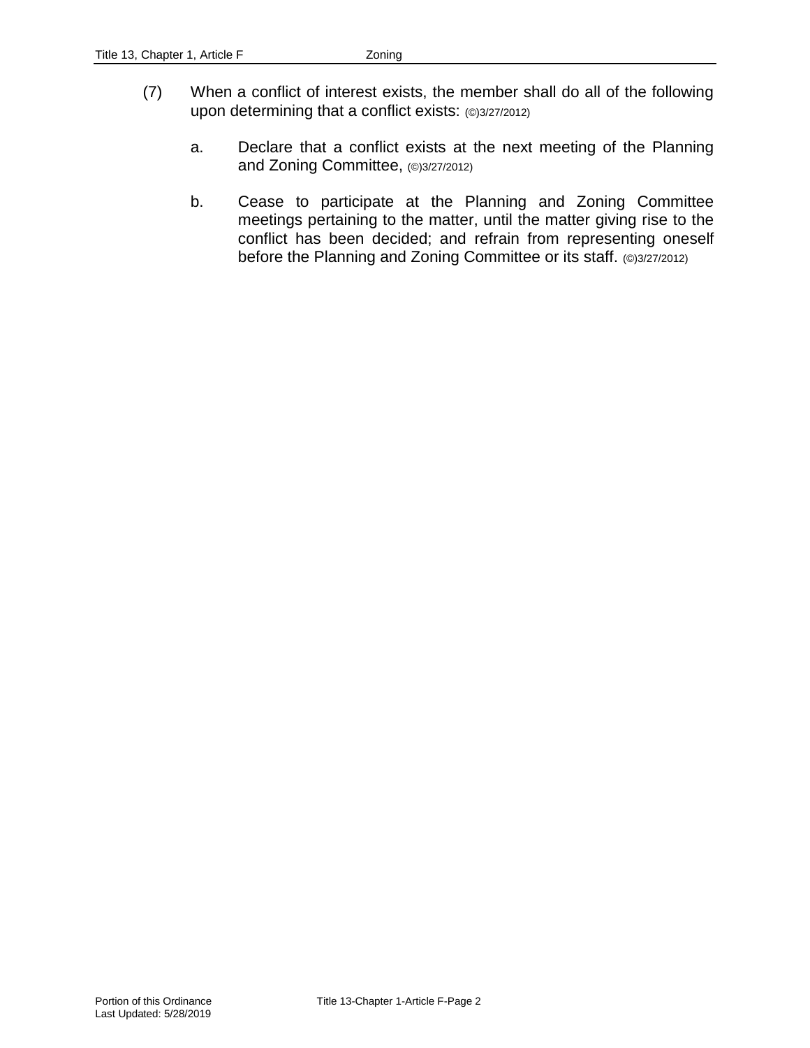(7) When a conflict of interest exists, the member shall do all of the following upon determining that a conflict exists: (©)3/27/2012)

a. Declare that a conflict exists at the next meeting of the Planning and Zoning Committee, (©)3/27/2012)

b. Cease to participate at the Planning and Zoning Committee meetings pertaining to the matter, until the matter giving rise to the conflict has been decided; and refrain from representing oneself before the Planning and Zoning Committee or its staff. (©)3/27/2012)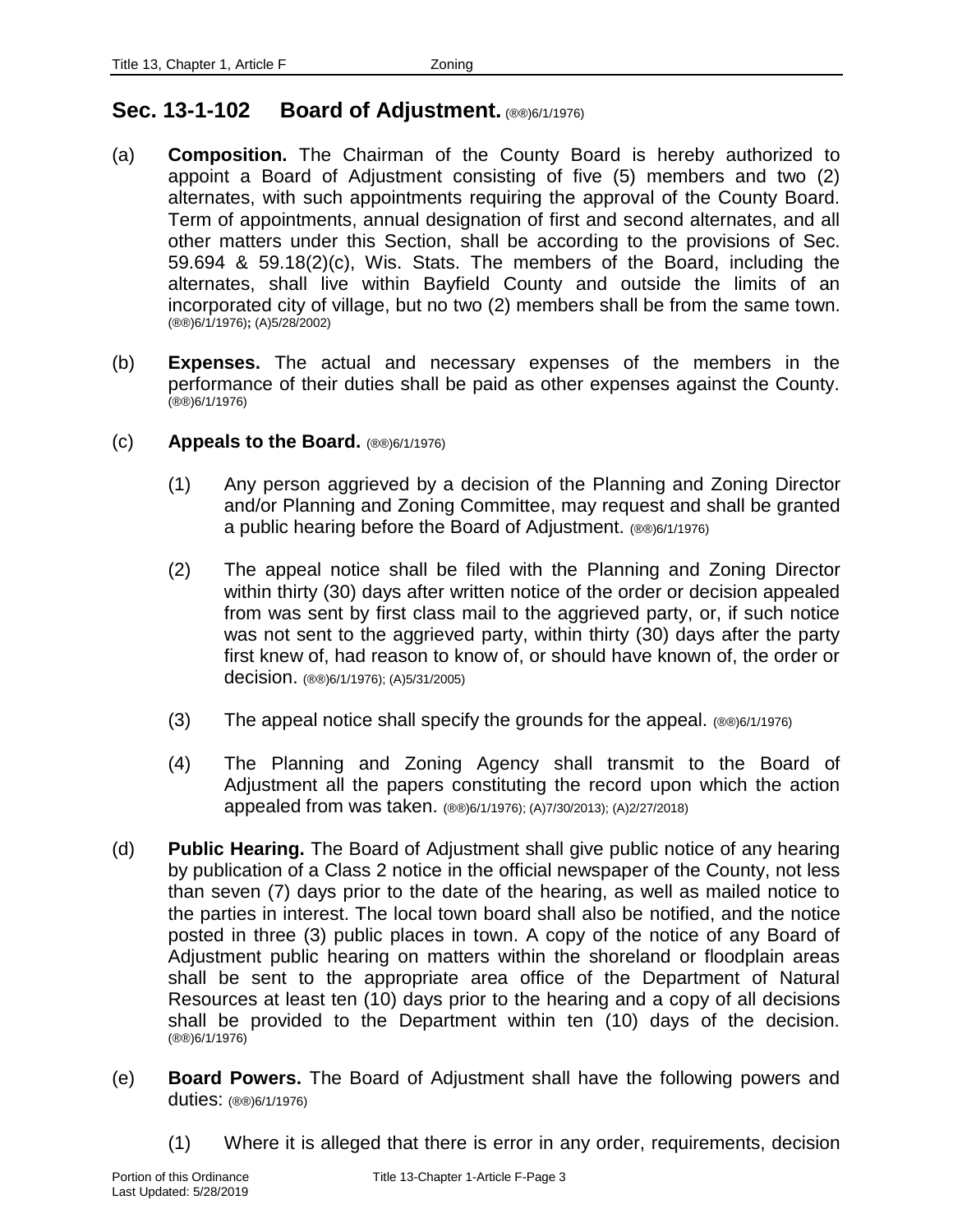## Sec. 13-1-102 Board of Adjustment. (®®)6/1/1976)

(a) **Composition.** The Chairman of the County Board is hereby authorized to appoint a Board of Adjustment consisting of five (5) members and two (2) alternates, with such appointments requiring the approval of the County Board. Term of appointments, annual designation of first and second alternates, and all other matters under this Section, shall be according to the provisions of Sec. 59.694 & 59.18(2)(c), Wis. Stats. The members of the Board, including the alternates, shall live within Bayfield County and outside the limits of an incorporated city of village, but no two (2) members shall be from the same town. (®®)6/1/1976)**;** (A)5/28/2002)

(b) **Expenses.** The actual and necessary expenses of the members in the performance of their duties shall be paid as other expenses against the County. (®®)6/1/1976)

(c) **Appeals to the Board.** (®®)6/1/1976)

(1) Any person aggrieved by a decision of the Planning and Zoning Director and/or Planning and Zoning Committee, may request and shall be granted a public hearing before the Board of Adjustment. (®®)6/1/1976)

(2) The appeal notice shall be filed with the Planning and Zoning Director within thirty (30) days after written notice of the order or decision appealed from was sent by first class mail to the aggrieved party, or, if such notice was not sent to the aggrieved party, within thirty (30) days after the party first knew of, had reason to know of, or should have known of, the order or decision. (®®)6/1/1976); (A)5/31/2005)

(3) The appeal notice shall specify the grounds for the appeal. (®®)6/1/1976)

(4) The Planning and Zoning Agency shall transmit to the Board of Adjustment all the papers constituting the record upon which the action appealed from was taken. (®®)6/1/1976); (A)7/30/2013); (A)2/27/2018)

(d) **Public Hearing.** The Board of Adjustment shall give public notice of any hearing by publication of a Class 2 notice in the official newspaper of the County, not less than seven (7) days prior to the date of the hearing, as well as mailed notice to the parties in interest. The local town board shall also be notified, and the notice posted in three (3) public places in town. A copy of the notice of any Board of Adjustment public hearing on matters within the shoreland or floodplain areas shall be sent to the appropriate area office of the Department of Natural Resources at least ten (10) days prior to the hearing and a copy of all decisions shall be provided to the Department within ten (10) days of the decision. (®®)6/1/1976)

(e) **Board Powers.** The Board of Adjustment shall have the following powers and duties: (®®)6/1/1976)

(1) Where it is alleged that there is error in any order, requirements, decision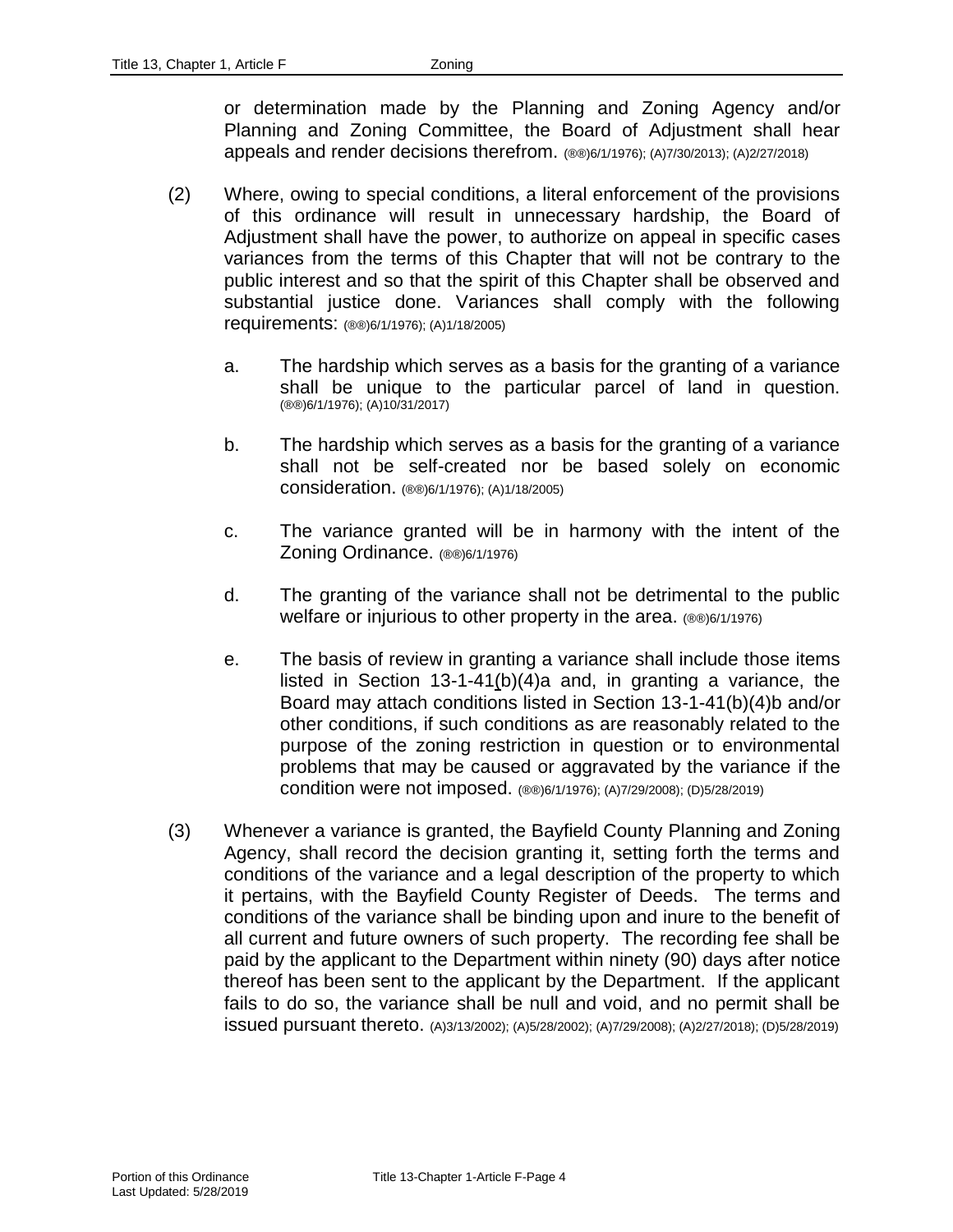or determination made by the Planning and Zoning Agency and/or Planning and Zoning Committee, the Board of Adjustment shall hear appeals and render decisions therefrom. (®®)6/1/1976); (A)7/30/2013); (A)2/27/2018)

(2) Where, owing to special conditions, a literal enforcement of the provisions of this ordinance will result in unnecessary hardship, the Board of Adjustment shall have the power, to authorize on appeal in specific cases variances from the terms of this Chapter that will not be contrary to the public interest and so that the spirit of this Chapter shall be observed and substantial justice done. Variances shall comply with the following requirements: (®®)6/1/1976); (A)1/18/2005)

a. The hardship which serves as a basis for the granting of a variance shall be unique to the particular parcel of land in question. (®®)6/1/1976); (A)10/31/2017)

b. The hardship which serves as a basis for the granting of a variance shall not be self-created nor be based solely on economic consideration. (®®)6/1/1976); (A)1/18/2005)

c. The variance granted will be in harmony with the intent of the Zoning Ordinance. (®®)6/1/1976)

d. The granting of the variance shall not be detrimental to the public welfare or injurious to other property in the area. (®®)6/1/1976)

e. The basis of review in granting a variance shall include those items listed in Section 13-1-41(b)(4)a and, in granting a variance, the Board may attach conditions listed in Section 13-1-41(b)(4)b and/or other conditions, if such conditions as are reasonably related to the purpose of the zoning restriction in question or to environmental problems that may be caused or aggravated by the variance if the condition were not imposed. (®®)6/1/1976); (A)7/29/2008); (D)5/28/2019)

(3) Whenever a variance is granted, the Bayfield County Planning and Zoning Agency, shall record the decision granting it, setting forth the terms and conditions of the variance and a legal description of the property to which it pertains, with the Bayfield County Register of Deeds. The terms and conditions of the variance shall be binding upon and inure to the benefit of all current and future owners of such property. The recording fee shall be paid by the applicant to the Department within ninety (90) days after notice thereof has been sent to the applicant by the Department. If the applicant fails to do so, the variance shall be null and void, and no permit shall be issued pursuant thereto. (A)3/13/2002); (A)5/28/2002); (A)7/29/2008); (A)2/27/2018); (D)5/28/2019)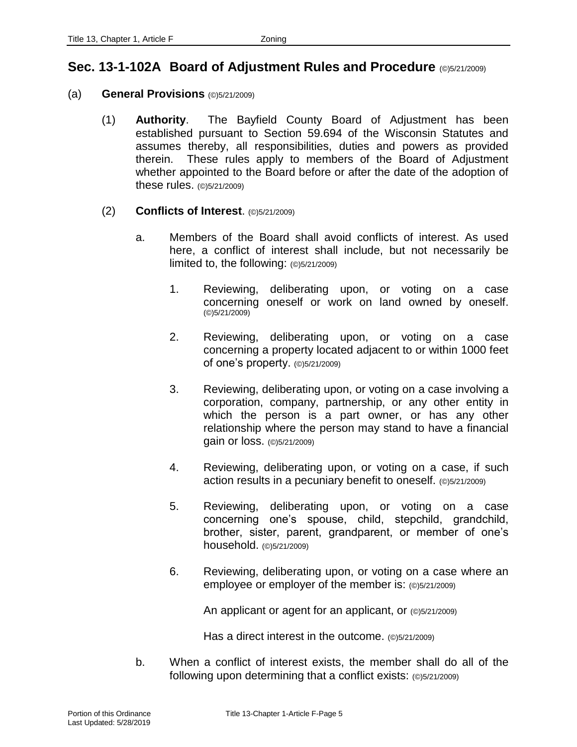## Sec. 13-1-102A Board of Adjustment Rules and Procedure (©)5/21/2009)

(a) **General Provisions** (©)5/21/2009)

(1) **Authority**. The Bayfield County Board of Adjustment has been established pursuant to Section 59.694 of the Wisconsin Statutes and assumes thereby, all responsibilities, duties and powers as provided therein. These rules apply to members of the Board of Adjustment whether appointed to the Board before or after the date of the adoption of these rules. (©)5/21/2009)

(2) **Conflicts of Interest**. (©)5/21/2009)

a. Members of the Board shall avoid conflicts of interest. As used here, a conflict of interest shall include, but not necessarily be limited to, the following: (©)5/21/2009)

1. Reviewing, deliberating upon, or voting on a case concerning oneself or work on land owned by oneself. (©)5/21/2009)

2. Reviewing, deliberating upon, or voting on a case concerning a property located adjacent to or within 1000 feet of one's property. (©)5/21/2009)

3. Reviewing, deliberating upon, or voting on a case involving a corporation, company, partnership, or any other entity in which the person is a part owner, or has any other relationship where the person may stand to have a financial gain or loss. (©)5/21/2009)

4. Reviewing, deliberating upon, or voting on a case, if such action results in a pecuniary benefit to oneself. (©)5/21/2009)

5. Reviewing, deliberating upon, or voting on a case concerning one's spouse, child, stepchild, grandchild, brother, sister, parent, grandparent, or member of one's household. (©)5/21/2009)

6. Reviewing, deliberating upon, or voting on a case where an employee or employer of the member is: (©)5/21/2009)

   An applicant or agent for an applicant, or (©)5/21/2009)

   Has a direct interest in the outcome. (©)5/21/2009)

b. When a conflict of interest exists, the member shall do all of the following upon determining that a conflict exists: (©)5/21/2009)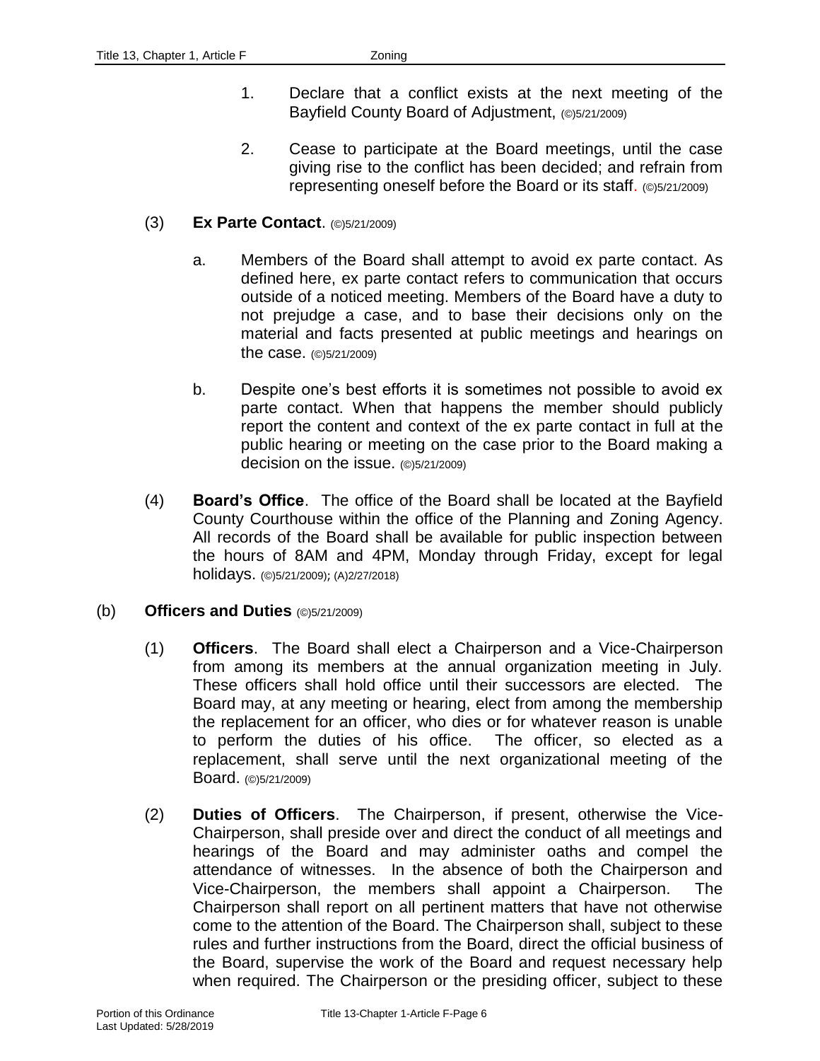1. Declare that a conflict exists at the next meeting of the Bayfield County Board of Adjustment, (©)5/21/2009)

2. Cease to participate at the Board meetings, until the case giving rise to the conflict has been decided; and refrain from representing oneself before the Board or its staff. (©)5/21/2009)

(3) **Ex Parte Contact**. (©)5/21/2009)

a. Members of the Board shall attempt to avoid ex parte contact. As defined here, ex parte contact refers to communication that occurs outside of a noticed meeting. Members of the Board have a duty to not prejudge a case, and to base their decisions only on the material and facts presented at public meetings and hearings on the case. (©)5/21/2009)

b. Despite one's best efforts it is sometimes not possible to avoid ex parte contact. When that happens the member should publicly report the content and context of the ex parte contact in full at the public hearing or meeting on the case prior to the Board making a decision on the issue. (©)5/21/2009)

(4) **Board's Office**. The office of the Board shall be located at the Bayfield County Courthouse within the office of the Planning and Zoning Agency. All records of the Board shall be available for public inspection between the hours of 8AM and 4PM, Monday through Friday, except for legal holidays. (©)5/21/2009); (A)2/27/2018)

(b) **Officers and Duties** (©)5/21/2009)

(1) **Officers**. The Board shall elect a Chairperson and a Vice-Chairperson from among its members at the annual organization meeting in July. These officers shall hold office until their successors are elected. The Board may, at any meeting or hearing, elect from among the membership the replacement for an officer, who dies or for whatever reason is unable to perform the duties of his office. The officer, so elected as a replacement, shall serve until the next organizational meeting of the Board. (©)5/21/2009)

(2) **Duties of Officers**. The Chairperson, if present, otherwise the Vice-Chairperson, shall preside over and direct the conduct of all meetings and hearings of the Board and may administer oaths and compel the attendance of witnesses. In the absence of both the Chairperson and Vice-Chairperson, the members shall appoint a Chairperson. The Chairperson shall report on all pertinent matters that have not otherwise come to the attention of the Board. The Chairperson shall, subject to these rules and further instructions from the Board, direct the official business of the Board, supervise the work of the Board and request necessary help when required. The Chairperson or the presiding officer, subject to these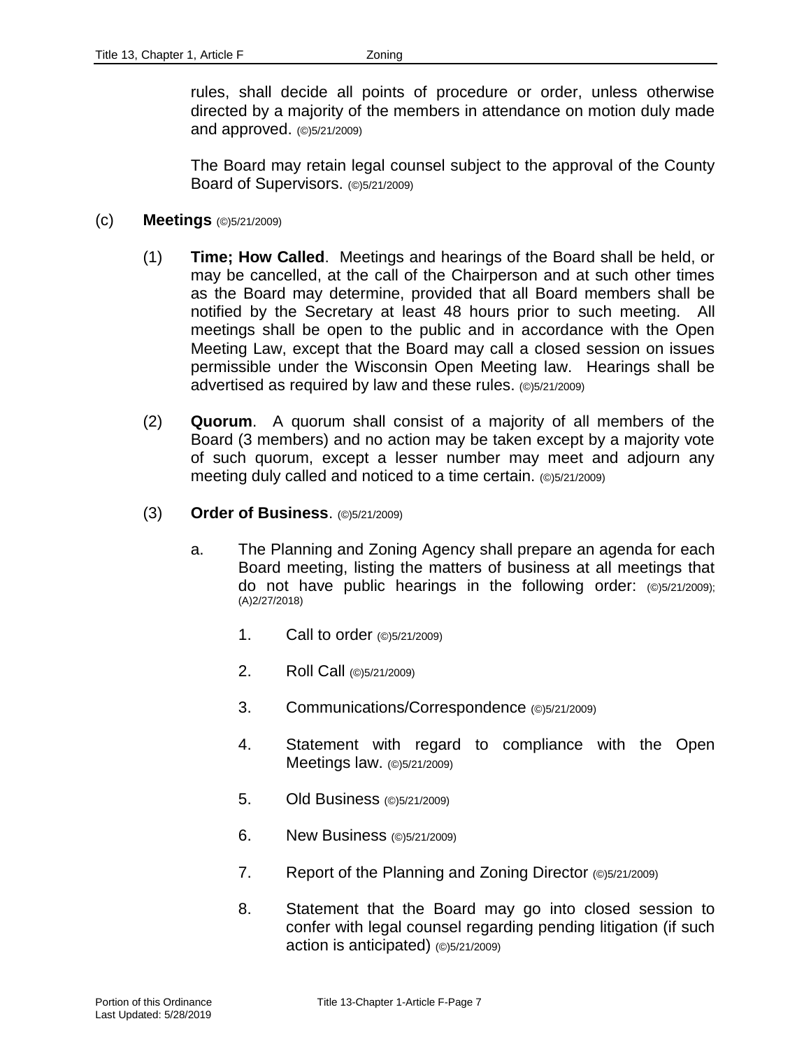rules, shall decide all points of procedure or order, unless otherwise directed by a majority of the members in attendance on motion duly made and approved. (©)5/21/2009)

The Board may retain legal counsel subject to the approval of the County Board of Supervisors. (©)5/21/2009)

(c) **Meetings** (©)5/21/2009)

(1) **Time; How Called**. Meetings and hearings of the Board shall be held, or may be cancelled, at the call of the Chairperson and at such other times as the Board may determine, provided that all Board members shall be notified by the Secretary at least 48 hours prior to such meeting. All meetings shall be open to the public and in accordance with the Open Meeting Law, except that the Board may call a closed session on issues permissible under the Wisconsin Open Meeting law. Hearings shall be advertised as required by law and these rules. (©)5/21/2009)

(2) **Quorum**. A quorum shall consist of a majority of all members of the Board (3 members) and no action may be taken except by a majority vote of such quorum, except a lesser number may meet and adjourn any meeting duly called and noticed to a time certain. (©)5/21/2009)

(3) **Order of Business**. (©)5/21/2009)

a. The Planning and Zoning Agency shall prepare an agenda for each Board meeting, listing the matters of business at all meetings that do not have public hearings in the following order: (©)5/21/2009); (A)2/27/2018)

1. Call to order (©)5/21/2009)

2. Roll Call (©)5/21/2009)

3. Communications/Correspondence (©)5/21/2009)

4. Statement with regard to compliance with the Open Meetings law. (©)5/21/2009)

5. Old Business (©)5/21/2009)

6. New Business (©)5/21/2009)

7. Report of the Planning and Zoning Director (©)5/21/2009)

8. Statement that the Board may go into closed session to confer with legal counsel regarding pending litigation (if such action is anticipated) (©)5/21/2009)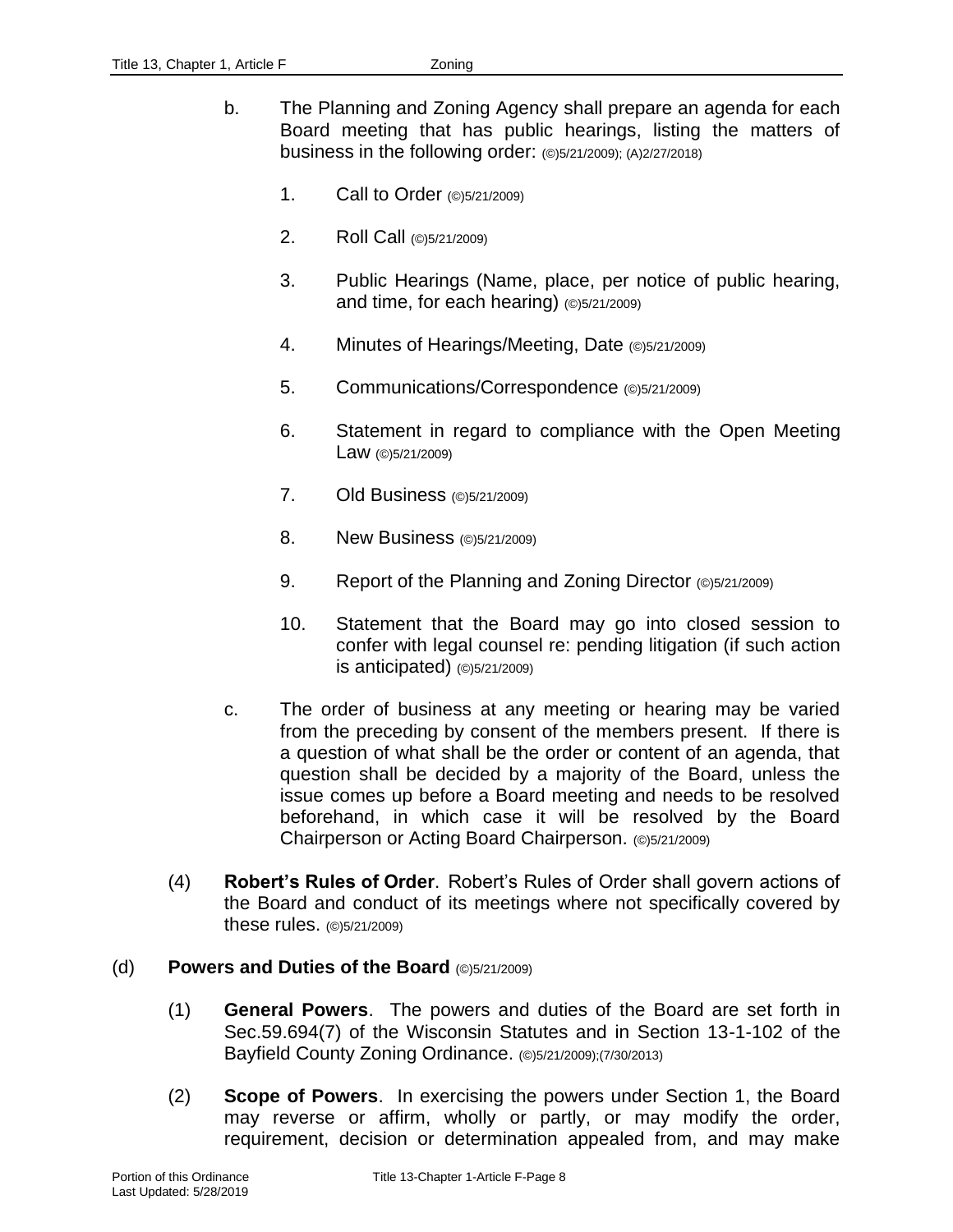b. The Planning and Zoning Agency shall prepare an agenda for each Board meeting that has public hearings, listing the matters of business in the following order: (©)5/21/2009); (A)2/27/2018)

   1. Call to Order (©)5/21/2009)

   2. Roll Call (©)5/21/2009)

   3. Public Hearings (Name, place, per notice of public hearing, and time, for each hearing) (©)5/21/2009)

   4. Minutes of Hearings/Meeting, Date (©)5/21/2009)

   5. Communications/Correspondence (©)5/21/2009)

   6. Statement in regard to compliance with the Open Meeting Law (©)5/21/2009)

   7. Old Business (©)5/21/2009)

   8. New Business (©)5/21/2009)

   9. Report of the Planning and Zoning Director (©)5/21/2009)

   10. Statement that the Board may go into closed session to confer with legal counsel re: pending litigation (if such action is anticipated) (©)5/21/2009)

c. The order of business at any meeting or hearing may be varied from the preceding by consent of the members present. If there is a question of what shall be the order or content of an agenda, that question shall be decided by a majority of the Board, unless the issue comes up before a Board meeting and needs to be resolved beforehand, in which case it will be resolved by the Board Chairperson or Acting Board Chairperson. (©)5/21/2009)

(4) **Robert's Rules of Order**. Robert's Rules of Order shall govern actions of the Board and conduct of its meetings where not specifically covered by these rules. (©)5/21/2009)

(d) **Powers and Duties of the Board** (©)5/21/2009)

(1) **General Powers**. The powers and duties of the Board are set forth in Sec.59.694(7) of the Wisconsin Statutes and in Section 13-1-102 of the Bayfield County Zoning Ordinance. (©)5/21/2009);(7/30/2013)

(2) **Scope of Powers**. In exercising the powers under Section 1, the Board may reverse or affirm, wholly or partly, or may modify the order, requirement, decision or determination appealed from, and may make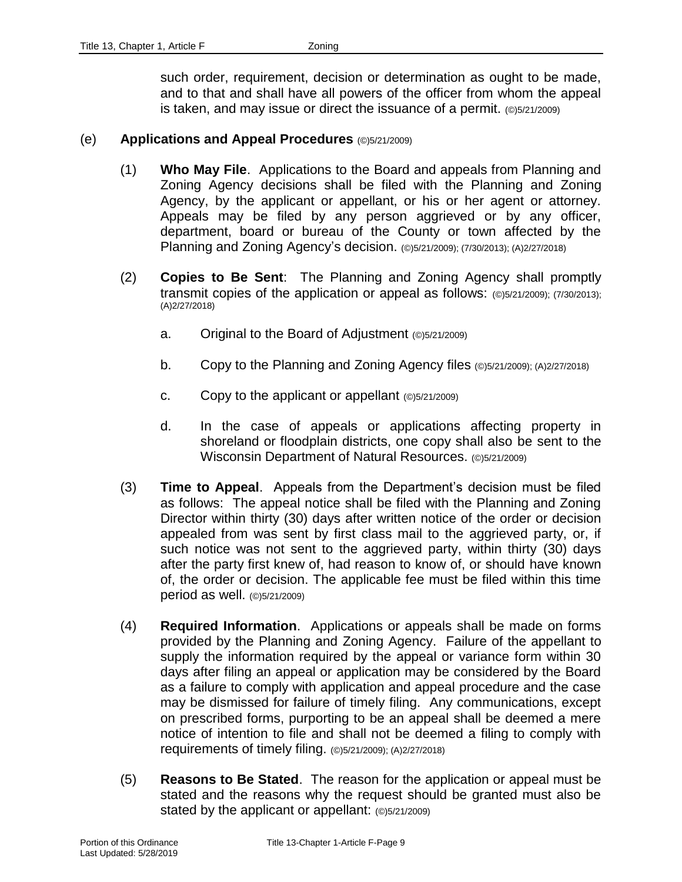such order, requirement, decision or determination as ought to be made, and to that and shall have all powers of the officer from whom the appeal is taken, and may issue or direct the issuance of a permit. (©)5/21/2009)

(e) **Applications and Appeal Procedures** (©)5/21/2009)

(1) **Who May File**. Applications to the Board and appeals from Planning and Zoning Agency decisions shall be filed with the Planning and Zoning Agency, by the applicant or appellant, or his or her agent or attorney. Appeals may be filed by any person aggrieved or by any officer, department, board or bureau of the County or town affected by the Planning and Zoning Agency's decision. (©)5/21/2009); (7/30/2013); (A)2/27/2018)

(2) **Copies to Be Sent**: The Planning and Zoning Agency shall promptly transmit copies of the application or appeal as follows: (©)5/21/2009); (7/30/2013); (A)2/27/2018)

a. Original to the Board of Adjustment (©)5/21/2009)

b. Copy to the Planning and Zoning Agency files (©)5/21/2009); (A)2/27/2018)

c. Copy to the applicant or appellant (©)5/21/2009)

d. In the case of appeals or applications affecting property in shoreland or floodplain districts, one copy shall also be sent to the Wisconsin Department of Natural Resources. (©)5/21/2009)

(3) **Time to Appeal**. Appeals from the Department's decision must be filed as follows: The appeal notice shall be filed with the Planning and Zoning Director within thirty (30) days after written notice of the order or decision appealed from was sent by first class mail to the aggrieved party, or, if such notice was not sent to the aggrieved party, within thirty (30) days after the party first knew of, had reason to know of, or should have known of, the order or decision. The applicable fee must be filed within this time period as well. (©)5/21/2009)

(4) **Required Information**. Applications or appeals shall be made on forms provided by the Planning and Zoning Agency. Failure of the appellant to supply the information required by the appeal or variance form within 30 days after filing an appeal or application may be considered by the Board as a failure to comply with application and appeal procedure and the case may be dismissed for failure of timely filing. Any communications, except on prescribed forms, purporting to be an appeal shall be deemed a mere notice of intention to file and shall not be deemed a filing to comply with requirements of timely filing. (©)5/21/2009); (A)2/27/2018)

(5) **Reasons to Be Stated**. The reason for the application or appeal must be stated and the reasons why the request should be granted must also be stated by the applicant or appellant: (©)5/21/2009)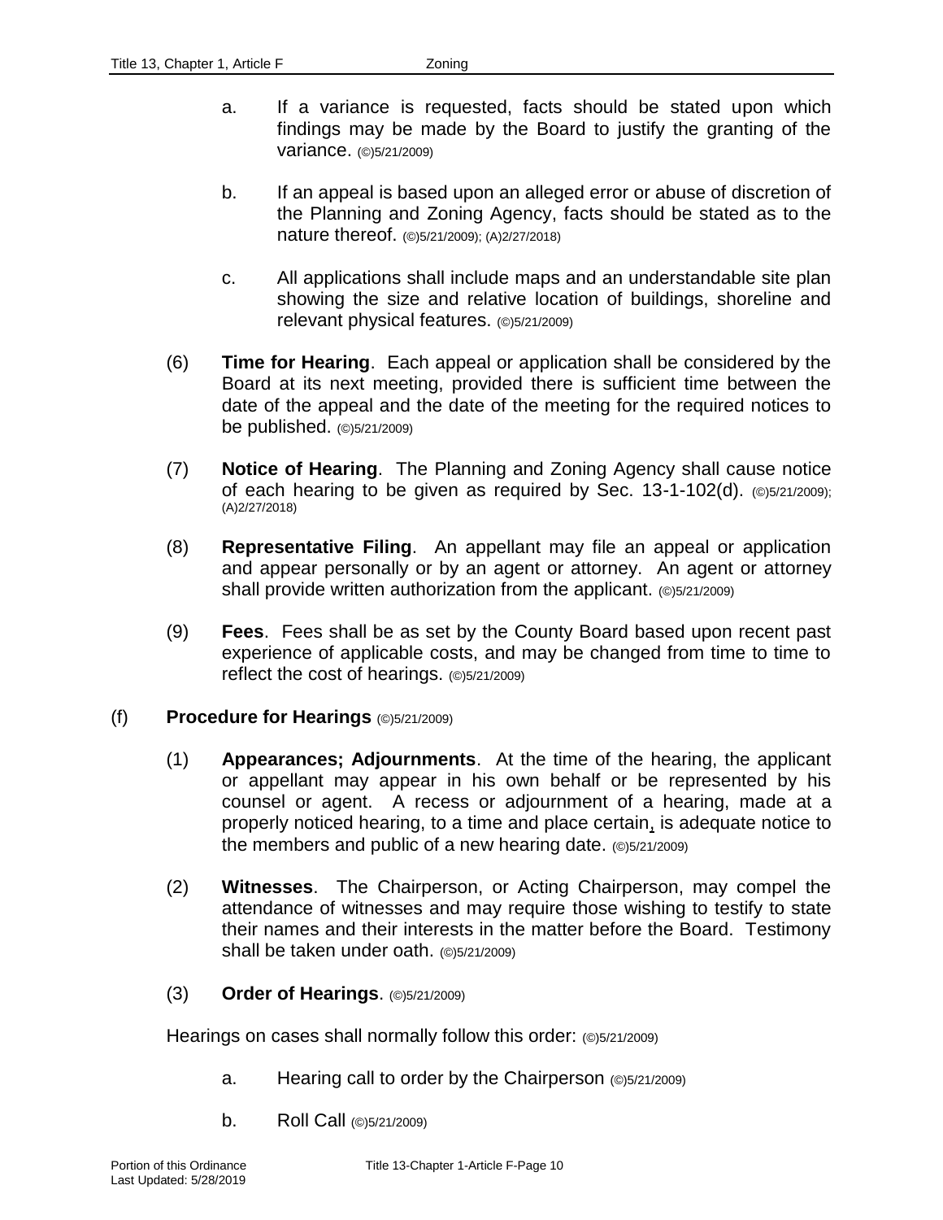a. If a variance is requested, facts should be stated upon which findings may be made by the Board to justify the granting of the variance. (©)5/21/2009)

b. If an appeal is based upon an alleged error or abuse of discretion of the Planning and Zoning Agency, facts should be stated as to the nature thereof. (©)5/21/2009); (A)2/27/2018)

c. All applications shall include maps and an understandable site plan showing the size and relative location of buildings, shoreline and relevant physical features. (©)5/21/2009)

(6) **Time for Hearing**. Each appeal or application shall be considered by the Board at its next meeting, provided there is sufficient time between the date of the appeal and the date of the meeting for the required notices to be published. (©)5/21/2009)

(7) **Notice of Hearing**. The Planning and Zoning Agency shall cause notice of each hearing to be given as required by Sec. 13-1-102(d). (©)5/21/2009); (A)2/27/2018)

(8) **Representative Filing**. An appellant may file an appeal or application and appear personally or by an agent or attorney. An agent or attorney shall provide written authorization from the applicant. (©)5/21/2009)

(9) **Fees**. Fees shall be as set by the County Board based upon recent past experience of applicable costs, and may be changed from time to time to reflect the cost of hearings. (©)5/21/2009)

(f) **Procedure for Hearings** (©)5/21/2009)

(1) **Appearances; Adjournments**. At the time of the hearing, the applicant or appellant may appear in his own behalf or be represented by his counsel or agent. A recess or adjournment of a hearing, made at a properly noticed hearing, to a time and place certain, is adequate notice to the members and public of a new hearing date. (©)5/21/2009)

(2) **Witnesses**. The Chairperson, or Acting Chairperson, may compel the attendance of witnesses and may require those wishing to testify to state their names and their interests in the matter before the Board. Testimony shall be taken under oath. (©)5/21/2009)

(3) **Order of Hearings**. (©)5/21/2009)

Hearings on cases shall normally follow this order: (©)5/21/2009)

a. Hearing call to order by the Chairperson (©)5/21/2009)

b. Roll Call (©)5/21/2009)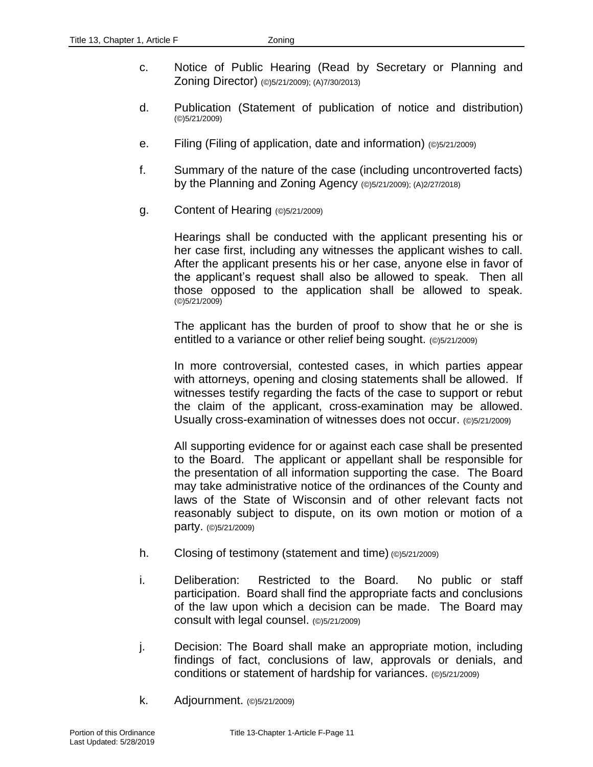c. Notice of Public Hearing (Read by Secretary or Planning and Zoning Director) (©)5/21/2009); (A)7/30/2013)

d. Publication (Statement of publication of notice and distribution) (©)5/21/2009)

e. Filing (Filing of application, date and information) (©)5/21/2009)

f. Summary of the nature of the case (including uncontroverted facts) by the Planning and Zoning Agency (©)5/21/2009); (A)2/27/2018)

g. Content of Hearing (©)5/21/2009)

   Hearings shall be conducted with the applicant presenting his or her case first, including any witnesses the applicant wishes to call. After the applicant presents his or her case, anyone else in favor of the applicant's request shall also be allowed to speak. Then all those opposed to the application shall be allowed to speak. (©)5/21/2009)

   The applicant has the burden of proof to show that he or she is entitled to a variance or other relief being sought. (©)5/21/2009)

   In more controversial, contested cases, in which parties appear with attorneys, opening and closing statements shall be allowed. If witnesses testify regarding the facts of the case to support or rebut the claim of the applicant, cross-examination may be allowed. Usually cross-examination of witnesses does not occur. (©)5/21/2009)

   All supporting evidence for or against each case shall be presented to the Board. The applicant or appellant shall be responsible for the presentation of all information supporting the case. The Board may take administrative notice of the ordinances of the County and laws of the State of Wisconsin and of other relevant facts not reasonably subject to dispute, on its own motion or motion of a party. (©)5/21/2009)

h. Closing of testimony (statement and time) (©)5/21/2009)

i. Deliberation: Restricted to the Board. No public or staff participation. Board shall find the appropriate facts and conclusions of the law upon which a decision can be made. The Board may consult with legal counsel. (©)5/21/2009)

j. Decision: The Board shall make an appropriate motion, including findings of fact, conclusions of law, approvals or denials, and conditions or statement of hardship for variances. (©)5/21/2009)

k. Adjournment. (©)5/21/2009)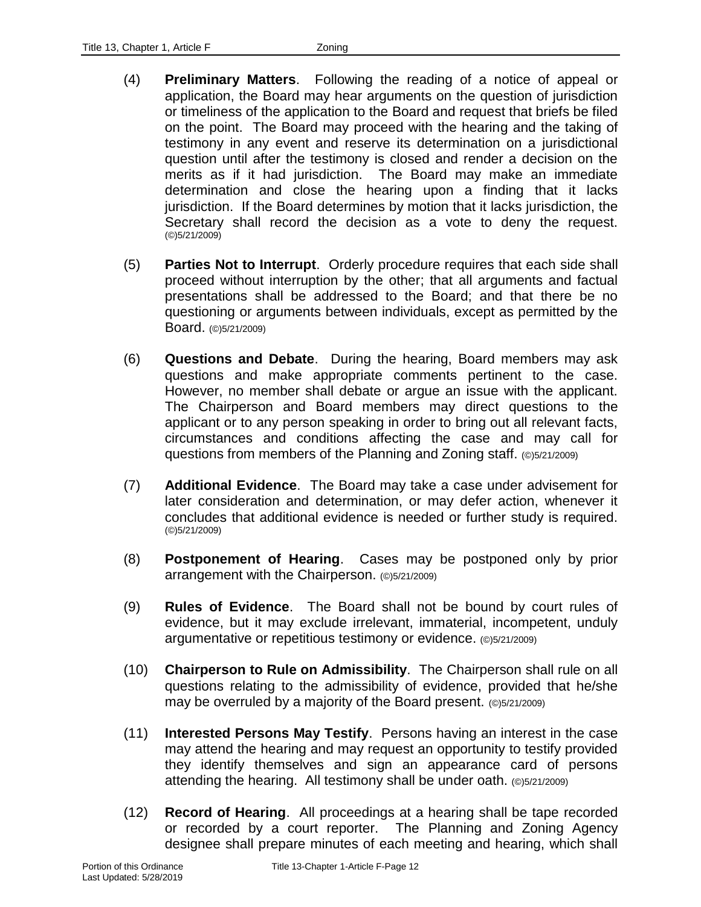(4) **Preliminary Matters**. Following the reading of a notice of appeal or application, the Board may hear arguments on the question of jurisdiction or timeliness of the application to the Board and request that briefs be filed on the point. The Board may proceed with the hearing and the taking of testimony in any event and reserve its determination on a jurisdictional question until after the testimony is closed and render a decision on the merits as if it had jurisdiction. The Board may make an immediate determination and close the hearing upon a finding that it lacks jurisdiction. If the Board determines by motion that it lacks jurisdiction, the Secretary shall record the decision as a vote to deny the request. (©)5/21/2009)

(5) **Parties Not to Interrupt**. Orderly procedure requires that each side shall proceed without interruption by the other; that all arguments and factual presentations shall be addressed to the Board; and that there be no questioning or arguments between individuals, except as permitted by the Board. (©)5/21/2009)

(6) **Questions and Debate**. During the hearing, Board members may ask questions and make appropriate comments pertinent to the case. However, no member shall debate or argue an issue with the applicant. The Chairperson and Board members may direct questions to the applicant or to any person speaking in order to bring out all relevant facts, circumstances and conditions affecting the case and may call for questions from members of the Planning and Zoning staff. (©)5/21/2009)

(7) **Additional Evidence**. The Board may take a case under advisement for later consideration and determination, or may defer action, whenever it concludes that additional evidence is needed or further study is required. (©)5/21/2009)

(8) **Postponement of Hearing**. Cases may be postponed only by prior arrangement with the Chairperson. (©)5/21/2009)

(9) **Rules of Evidence**. The Board shall not be bound by court rules of evidence, but it may exclude irrelevant, immaterial, incompetent, unduly argumentative or repetitious testimony or evidence. (©)5/21/2009)

(10) **Chairperson to Rule on Admissibility**. The Chairperson shall rule on all questions relating to the admissibility of evidence, provided that he/she may be overruled by a majority of the Board present. (©)5/21/2009)

(11) **Interested Persons May Testify**. Persons having an interest in the case may attend the hearing and may request an opportunity to testify provided they identify themselves and sign an appearance card of persons attending the hearing. All testimony shall be under oath. (©)5/21/2009)

(12) **Record of Hearing**. All proceedings at a hearing shall be tape recorded or recorded by a court reporter. The Planning and Zoning Agency designee shall prepare minutes of each meeting and hearing, which shall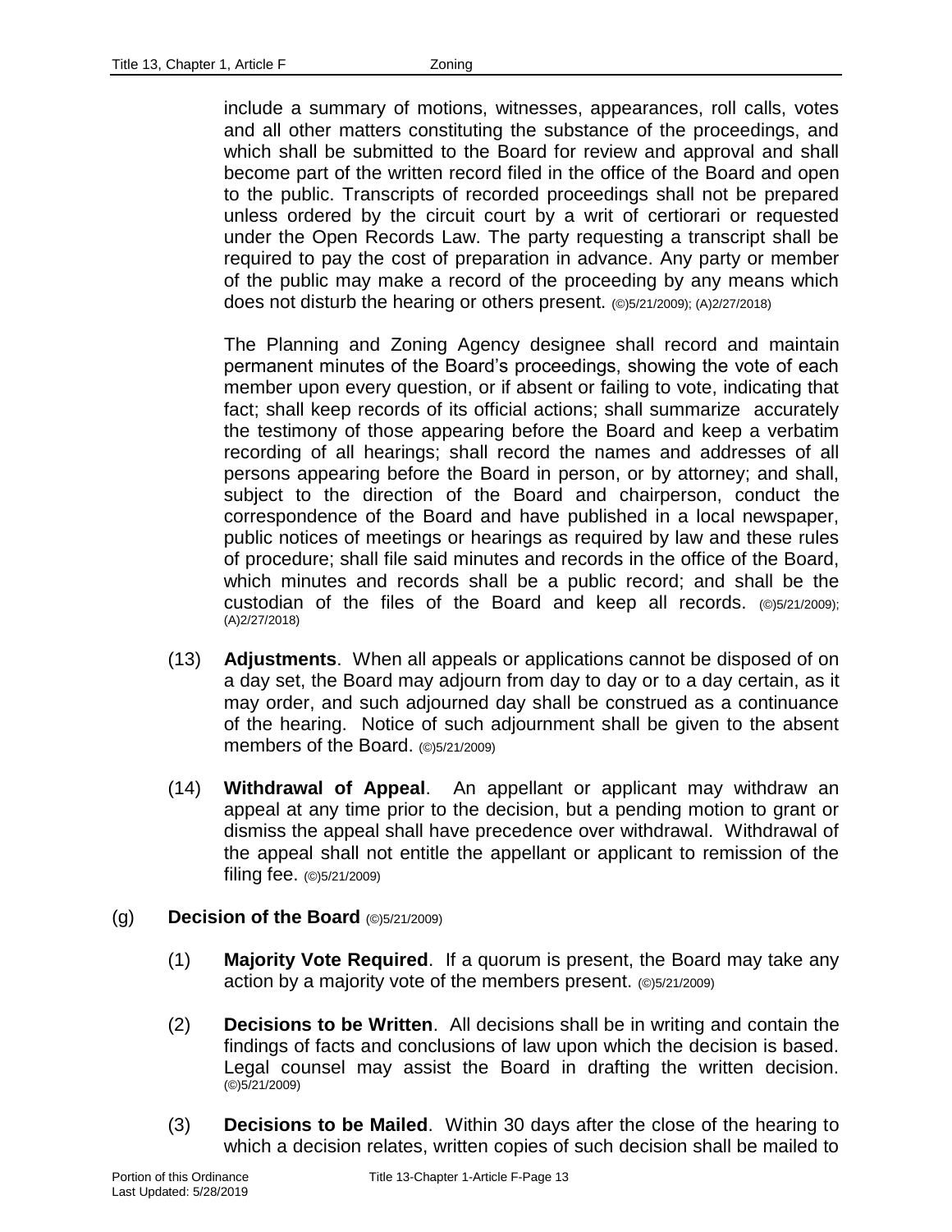include a summary of motions, witnesses, appearances, roll calls, votes and all other matters constituting the substance of the proceedings, and which shall be submitted to the Board for review and approval and shall become part of the written record filed in the office of the Board and open to the public. Transcripts of recorded proceedings shall not be prepared unless ordered by the circuit court by a writ of certiorari or requested under the Open Records Law. The party requesting a transcript shall be required to pay the cost of preparation in advance. Any party or member of the public may make a record of the proceeding by any means which does not disturb the hearing or others present. (©)5/21/2009); (A)2/27/2018)

The Planning and Zoning Agency designee shall record and maintain permanent minutes of the Board's proceedings, showing the vote of each member upon every question, or if absent or failing to vote, indicating that fact; shall keep records of its official actions; shall summarize accurately the testimony of those appearing before the Board and keep a verbatim recording of all hearings; shall record the names and addresses of all persons appearing before the Board in person, or by attorney; and shall, subject to the direction of the Board and chairperson, conduct the correspondence of the Board and have published in a local newspaper, public notices of meetings or hearings as required by law and these rules of procedure; shall file said minutes and records in the office of the Board, which minutes and records shall be a public record; and shall be the custodian of the files of the Board and keep all records. (©)5/21/2009); (A)2/27/2018)

(13) **Adjustments**. When all appeals or applications cannot be disposed of on a day set, the Board may adjourn from day to day or to a day certain, as it may order, and such adjourned day shall be construed as a continuance of the hearing. Notice of such adjournment shall be given to the absent members of the Board. (©)5/21/2009)

(14) **Withdrawal of Appeal**. An appellant or applicant may withdraw an appeal at any time prior to the decision, but a pending motion to grant or dismiss the appeal shall have precedence over withdrawal. Withdrawal of the appeal shall not entitle the appellant or applicant to remission of the filing fee. (©)5/21/2009)

(g) **Decision of the Board** (©)5/21/2009)

(1) **Majority Vote Required**. If a quorum is present, the Board may take any action by a majority vote of the members present. (©)5/21/2009)

(2) **Decisions to be Written**. All decisions shall be in writing and contain the findings of facts and conclusions of law upon which the decision is based. Legal counsel may assist the Board in drafting the written decision. (©)5/21/2009)

(3) **Decisions to be Mailed**. Within 30 days after the close of the hearing to which a decision relates, written copies of such decision shall be mailed to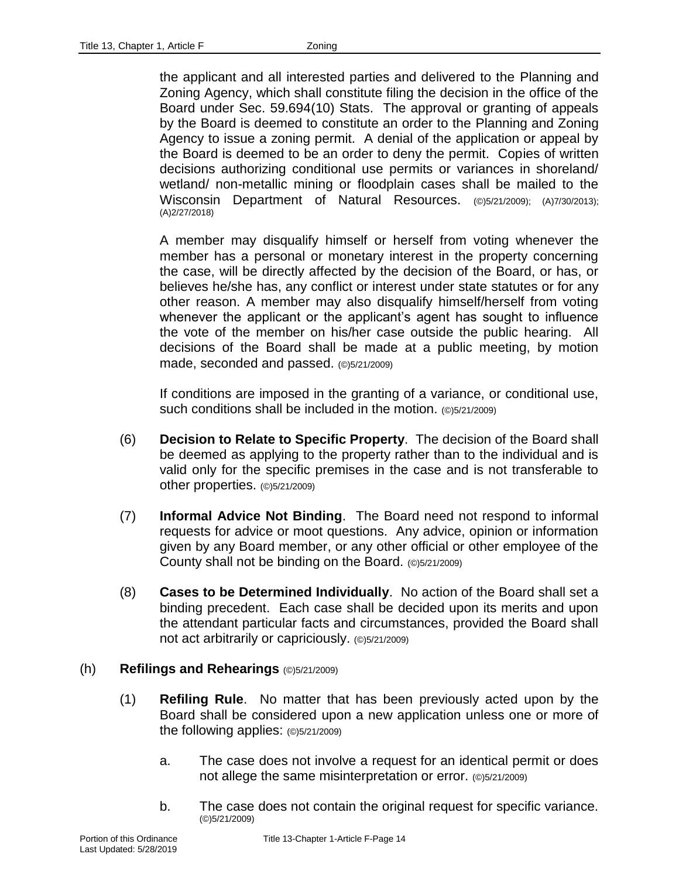the applicant and all interested parties and delivered to the Planning and Zoning Agency, which shall constitute filing the decision in the office of the Board under Sec. 59.694(10) Stats. The approval or granting of appeals by the Board is deemed to constitute an order to the Planning and Zoning Agency to issue a zoning permit. A denial of the application or appeal by the Board is deemed to be an order to deny the permit. Copies of written decisions authorizing conditional use permits or variances in shoreland/ wetland/ non-metallic mining or floodplain cases shall be mailed to the Wisconsin Department of Natural Resources. (©)5/21/2009); (A)7/30/2013); (A)2/27/2018)

A member may disqualify himself or herself from voting whenever the member has a personal or monetary interest in the property concerning the case, will be directly affected by the decision of the Board, or has, or believes he/she has, any conflict or interest under state statutes or for any other reason. A member may also disqualify himself/herself from voting whenever the applicant or the applicant's agent has sought to influence the vote of the member on his/her case outside the public hearing. All decisions of the Board shall be made at a public meeting, by motion made, seconded and passed. (©)5/21/2009)

If conditions are imposed in the granting of a variance, or conditional use, such conditions shall be included in the motion. (©)5/21/2009)

(6) **Decision to Relate to Specific Property**. The decision of the Board shall be deemed as applying to the property rather than to the individual and is valid only for the specific premises in the case and is not transferable to other properties. (©)5/21/2009)

(7) **Informal Advice Not Binding**. The Board need not respond to informal requests for advice or moot questions. Any advice, opinion or information given by any Board member, or any other official or other employee of the County shall not be binding on the Board. (©)5/21/2009)

(8) **Cases to be Determined Individually**. No action of the Board shall set a binding precedent. Each case shall be decided upon its merits and upon the attendant particular facts and circumstances, provided the Board shall not act arbitrarily or capriciously. (©)5/21/2009)

(h) **Refilings and Rehearings** (©)5/21/2009)

(1) **Refiling Rule**. No matter that has been previously acted upon by the Board shall be considered upon a new application unless one or more of the following applies: (©)5/21/2009)

a. The case does not involve a request for an identical permit or does not allege the same misinterpretation or error. (©)5/21/2009)

b. The case does not contain the original request for specific variance. (©)5/21/2009)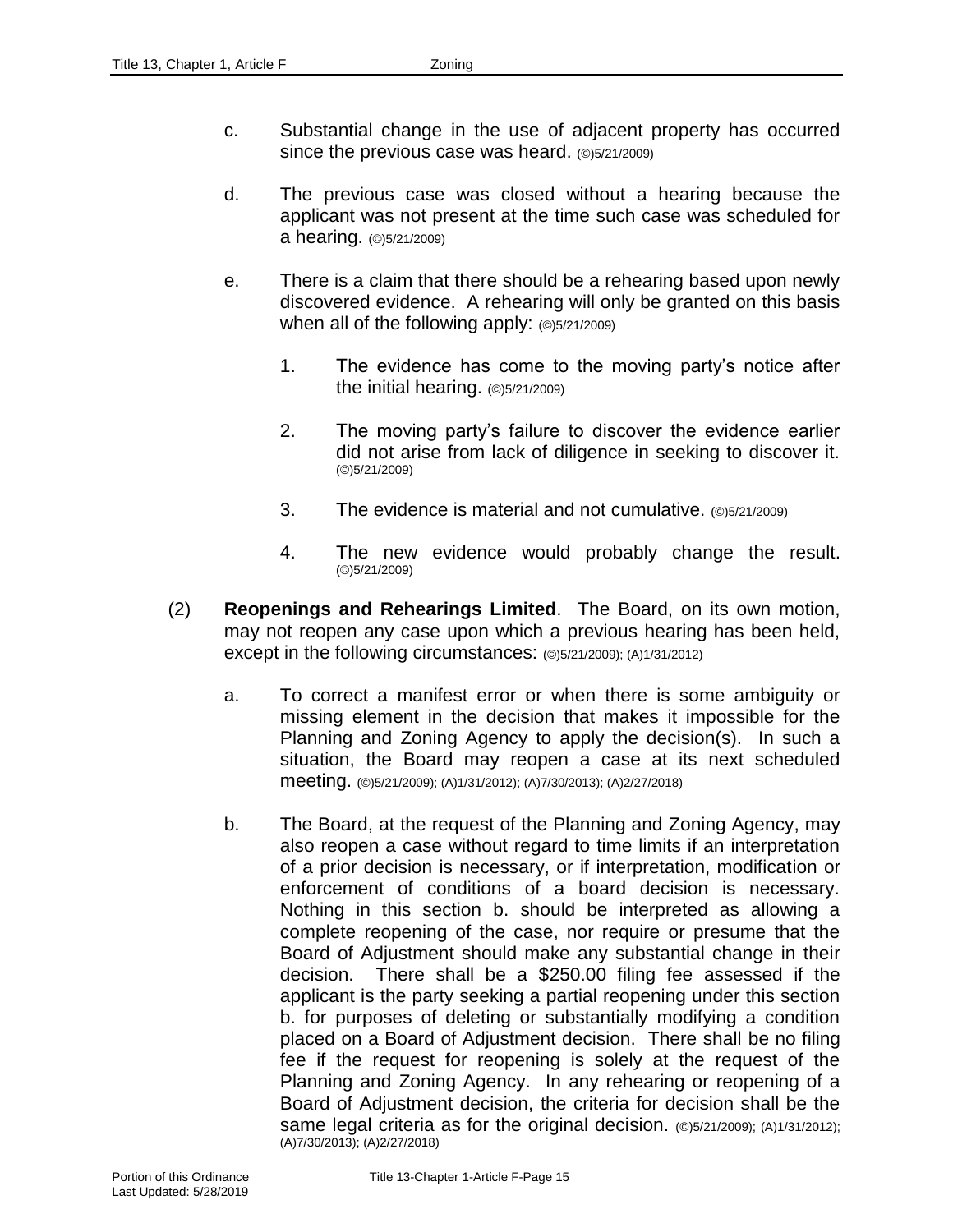c. Substantial change in the use of adjacent property has occurred since the previous case was heard. (©)5/21/2009)

d. The previous case was closed without a hearing because the applicant was not present at the time such case was scheduled for a hearing. (©)5/21/2009)

e. There is a claim that there should be a rehearing based upon newly discovered evidence. A rehearing will only be granted on this basis when all of the following apply: (©)5/21/2009)

   1. The evidence has come to the moving party's notice after the initial hearing. (©)5/21/2009)

   2. The moving party's failure to discover the evidence earlier did not arise from lack of diligence in seeking to discover it. (©)5/21/2009)

   3. The evidence is material and not cumulative. (©)5/21/2009)

   4. The new evidence would probably change the result. (©)5/21/2009)

(2) **Reopenings and Rehearings Limited**. The Board, on its own motion, may not reopen any case upon which a previous hearing has been held, except in the following circumstances: (©)5/21/2009); (A)1/31/2012)

a. To correct a manifest error or when there is some ambiguity or missing element in the decision that makes it impossible for the Planning and Zoning Agency to apply the decision(s). In such a situation, the Board may reopen a case at its next scheduled meeting. (©)5/21/2009); (A)1/31/2012); (A)7/30/2013); (A)2/27/2018)

b. The Board, at the request of the Planning and Zoning Agency, may also reopen a case without regard to time limits if an interpretation of a prior decision is necessary, or if interpretation, modification or enforcement of conditions of a board decision is necessary. Nothing in this section b. should be interpreted as allowing a complete reopening of the case, nor require or presume that the Board of Adjustment should make any substantial change in their decision. There shall be a $250.00 filing fee assessed if the applicant is the party seeking a partial reopening under this section b. for purposes of deleting or substantially modifying a condition placed on a Board of Adjustment decision. There shall be no filing fee if the request for reopening is solely at the request of the Planning and Zoning Agency. In any rehearing or reopening of a Board of Adjustment decision, the criteria for decision shall be the same legal criteria as for the original decision. (©)5/21/2009); (A)1/31/2012); (A)7/30/2013); (A)2/27/2018)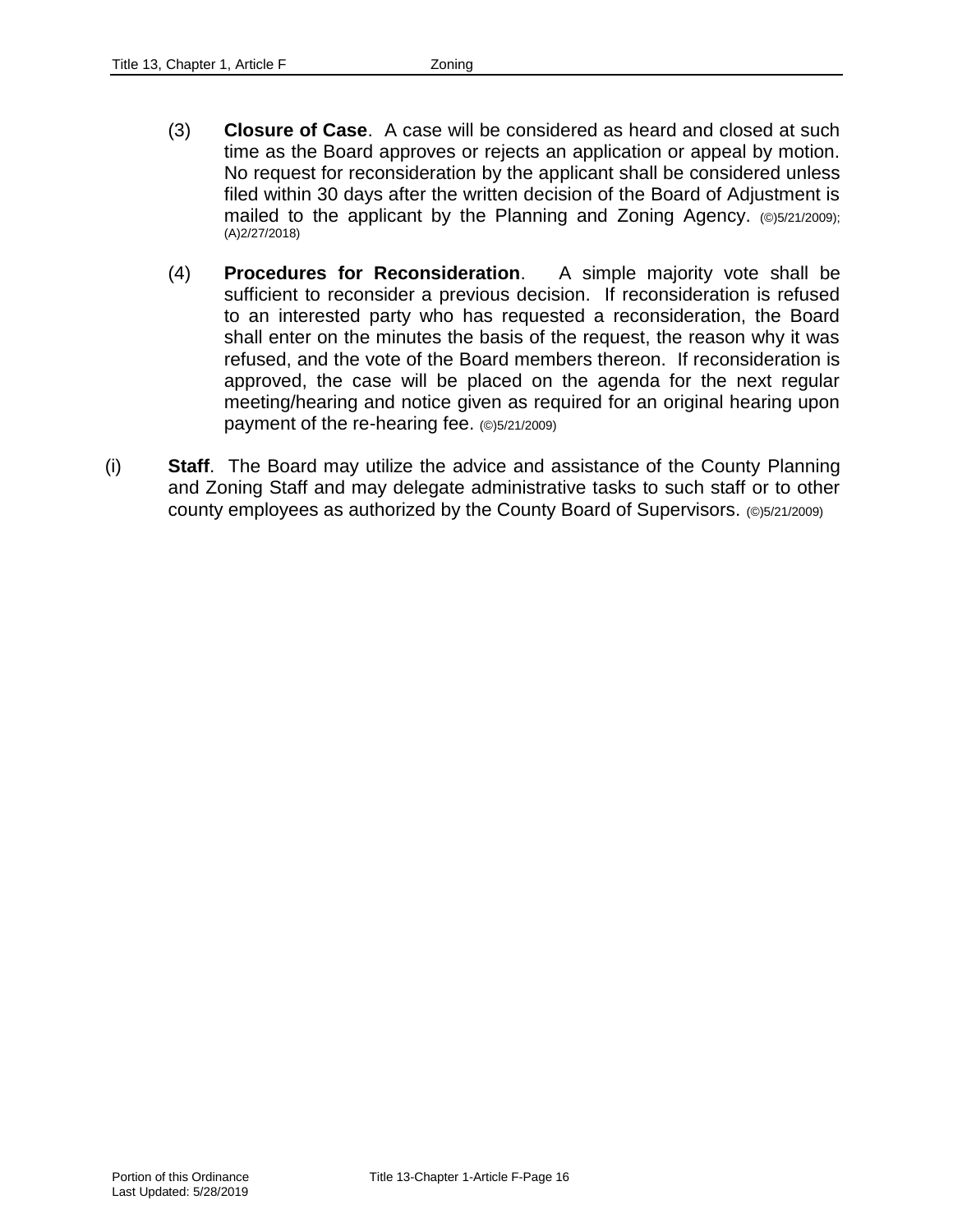(3) **Closure of Case**. A case will be considered as heard and closed at such time as the Board approves or rejects an application or appeal by motion. No request for reconsideration by the applicant shall be considered unless filed within 30 days after the written decision of the Board of Adjustment is mailed to the applicant by the Planning and Zoning Agency. (©)5/21/2009); (A)2/27/2018)

(4) **Procedures for Reconsideration**. A simple majority vote shall be sufficient to reconsider a previous decision. If reconsideration is refused to an interested party who has requested a reconsideration, the Board shall enter on the minutes the basis of the request, the reason why it was refused, and the vote of the Board members thereon. If reconsideration is approved, the case will be placed on the agenda for the next regular meeting/hearing and notice given as required for an original hearing upon payment of the re-hearing fee. (©)5/21/2009)

(i) **Staff**. The Board may utilize the advice and assistance of the County Planning and Zoning Staff and may delegate administrative tasks to such staff or to other county employees as authorized by the County Board of Supervisors. (©)5/21/2009)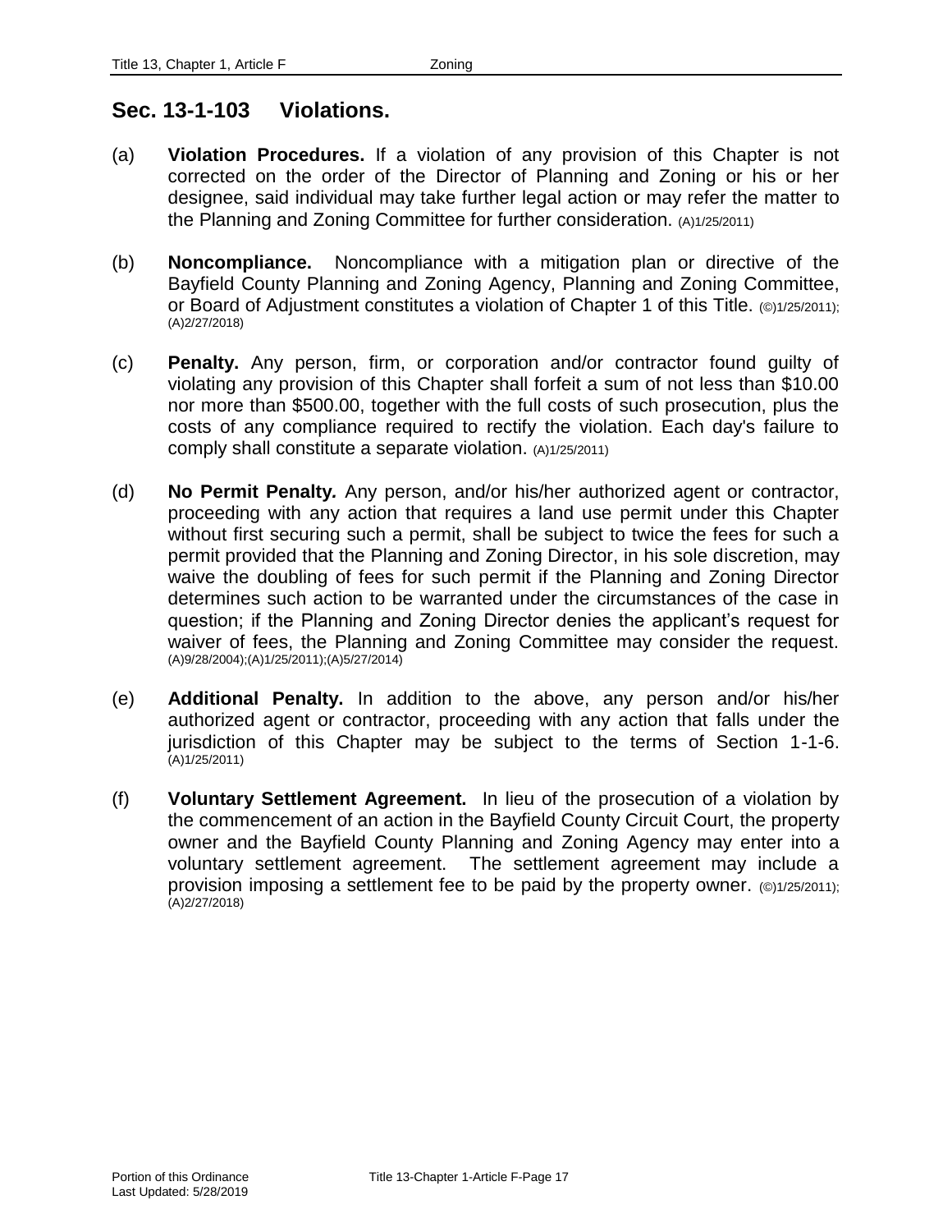## Sec. 13-1-103 Violations.

(a) **Violation Procedures.** If a violation of any provision of this Chapter is not corrected on the order of the Director of Planning and Zoning or his or her designee, said individual may take further legal action or may refer the matter to the Planning and Zoning Committee for further consideration. (A)1/25/2011)

(b) **Noncompliance.** Noncompliance with a mitigation plan or directive of the Bayfield County Planning and Zoning Agency, Planning and Zoning Committee, or Board of Adjustment constitutes a violation of Chapter 1 of this Title. (©)1/25/2011); (A)2/27/2018)

(c) **Penalty.** Any person, firm, or corporation and/or contractor found guilty of violating any provision of this Chapter shall forfeit a sum of not less than $10.00 nor more than $500.00, together with the full costs of such prosecution, plus the costs of any compliance required to rectify the violation. Each day's failure to comply shall constitute a separate violation. (A)1/25/2011)

(d) **No Permit Penalty*.*** Any person, and/or his/her authorized agent or contractor, proceeding with any action that requires a land use permit under this Chapter without first securing such a permit, shall be subject to twice the fees for such a permit provided that the Planning and Zoning Director, in his sole discretion, may waive the doubling of fees for such permit if the Planning and Zoning Director determines such action to be warranted under the circumstances of the case in question; if the Planning and Zoning Director denies the applicant's request for waiver of fees, the Planning and Zoning Committee may consider the request. (A)9/28/2004);(A)1/25/2011);(A)5/27/2014)

(e) **Additional Penalty.** In addition to the above, any person and/or his/her authorized agent or contractor, proceeding with any action that falls under the jurisdiction of this Chapter may be subject to the terms of Section 1-1-6. (A)1/25/2011)

(f) **Voluntary Settlement Agreement.** In lieu of the prosecution of a violation by the commencement of an action in the Bayfield County Circuit Court, the property owner and the Bayfield County Planning and Zoning Agency may enter into a voluntary settlement agreement. The settlement agreement may include a provision imposing a settlement fee to be paid by the property owner. (©)1/25/2011); (A)2/27/2018)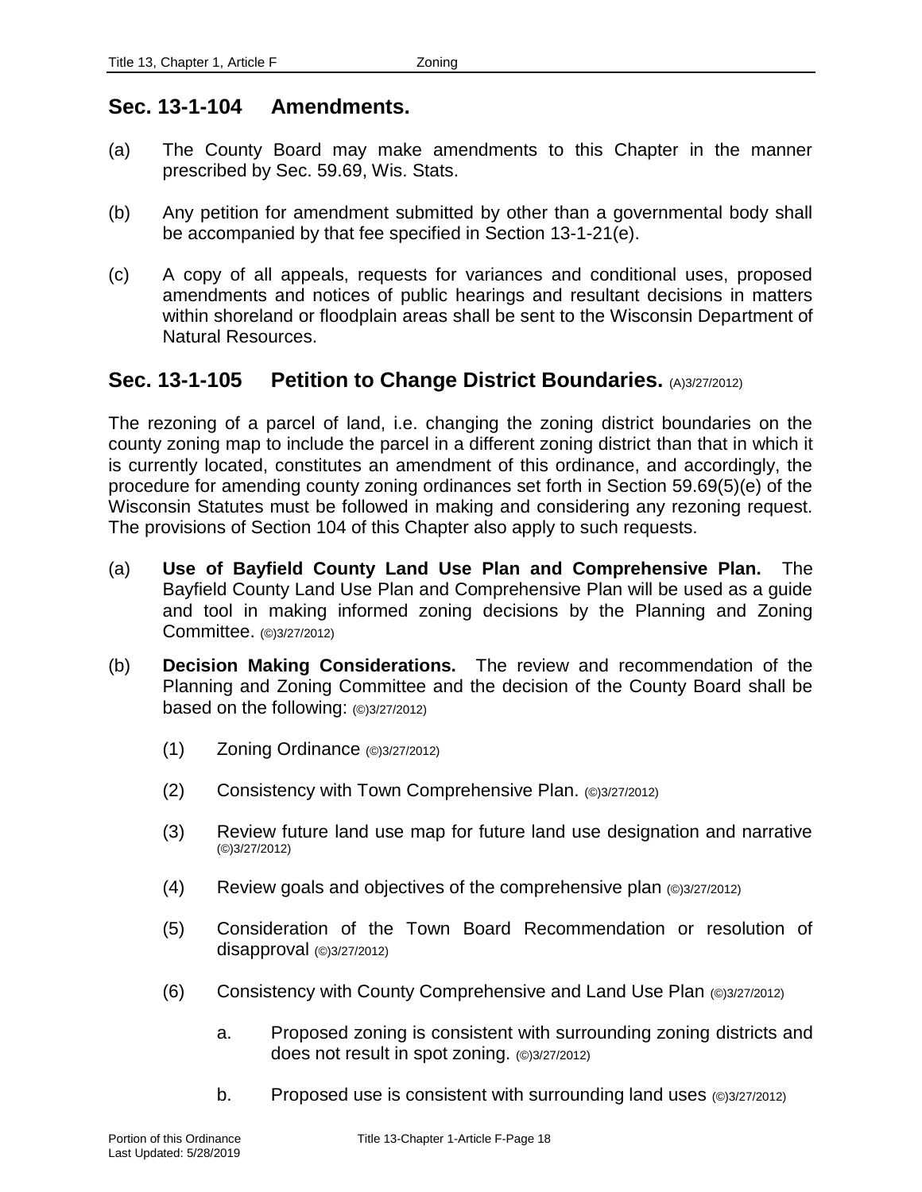## Sec. 13-1-104 Amendments.

(a) The County Board may make amendments to this Chapter in the manner prescribed by Sec. 59.69, Wis. Stats.

(b) Any petition for amendment submitted by other than a governmental body shall be accompanied by that fee specified in Section 13-1-21(e).

(c) A copy of all appeals, requests for variances and conditional uses, proposed amendments and notices of public hearings and resultant decisions in matters within shoreland or floodplain areas shall be sent to the Wisconsin Department of Natural Resources.

## Sec. 13-1-105 Petition to Change District Boundaries. (A)3/27/2012)

The rezoning of a parcel of land, i.e. changing the zoning district boundaries on the county zoning map to include the parcel in a different zoning district than that in which it is currently located, constitutes an amendment of this ordinance, and accordingly, the procedure for amending county zoning ordinances set forth in Section 59.69(5)(e) of the Wisconsin Statutes must be followed in making and considering any rezoning request. The provisions of Section 104 of this Chapter also apply to such requests.

(a) **Use of Bayfield County Land Use Plan and Comprehensive Plan.** The Bayfield County Land Use Plan and Comprehensive Plan will be used as a guide and tool in making informed zoning decisions by the Planning and Zoning Committee. (©)3/27/2012)

(b) **Decision Making Considerations.** The review and recommendation of the Planning and Zoning Committee and the decision of the County Board shall be based on the following: (©)3/27/2012)

 (1) Zoning Ordinance (©)3/27/2012)

 (2) Consistency with Town Comprehensive Plan. (©)3/27/2012)

 (3) Review future land use map for future land use designation and narrative (©)3/27/2012)

 (4) Review goals and objectives of the comprehensive plan (©)3/27/2012)

 (5) Consideration of the Town Board Recommendation or resolution of disapproval (©)3/27/2012)

 (6) Consistency with County Comprehensive and Land Use Plan (©)3/27/2012)

  a. Proposed zoning is consistent with surrounding zoning districts and does not result in spot zoning. (©)3/27/2012)

  b. Proposed use is consistent with surrounding land uses (©)3/27/2012)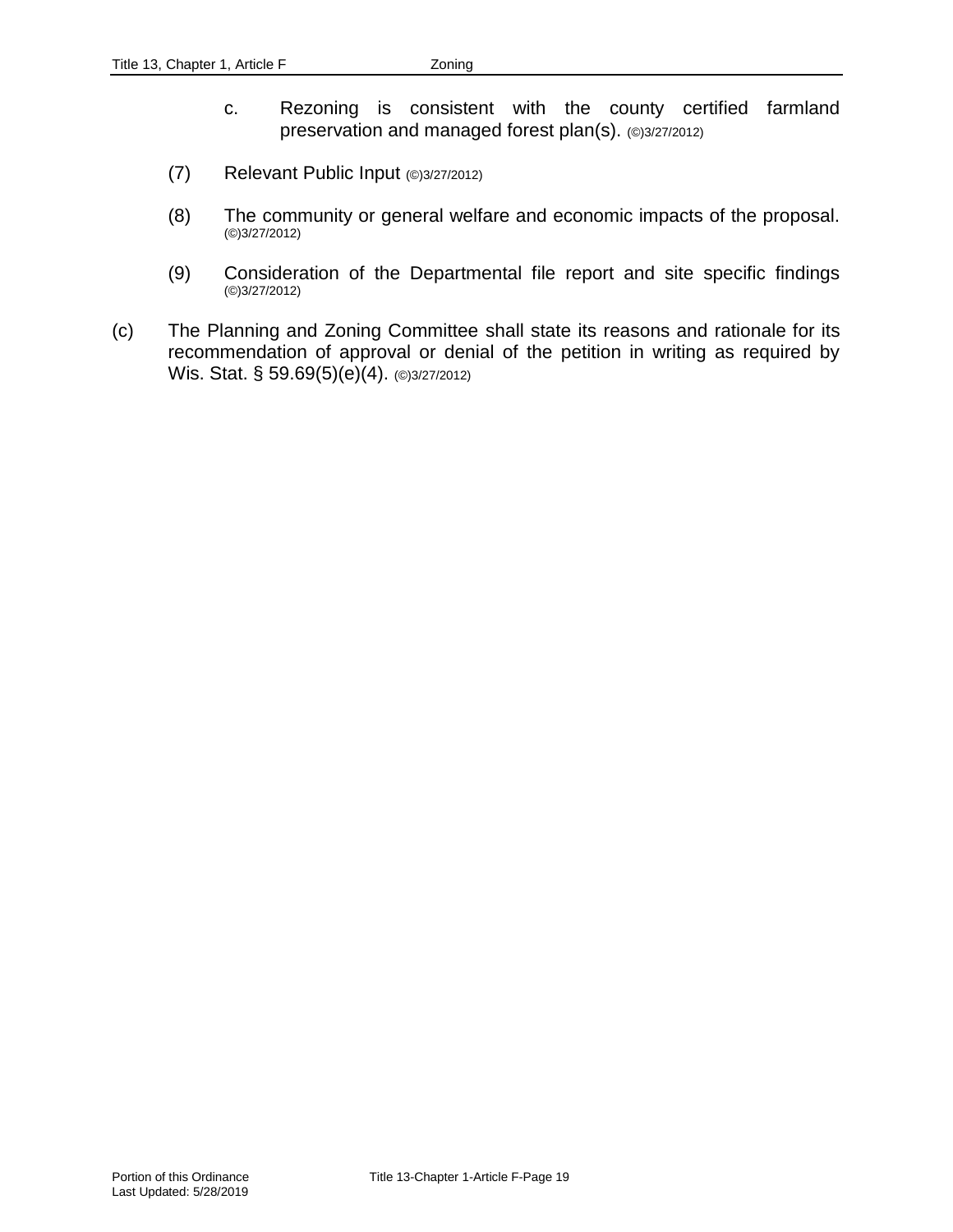c. Rezoning is consistent with the county certified farmland preservation and managed forest plan(s). (©)3/27/2012)

(7) Relevant Public Input (©)3/27/2012)

(8) The community or general welfare and economic impacts of the proposal. (©)3/27/2012)

(9) Consideration of the Departmental file report and site specific findings (©)3/27/2012)

(c) The Planning and Zoning Committee shall state its reasons and rationale for its recommendation of approval or denial of the petition in writing as required by Wis. Stat. § 59.69(5)(e)(4). (©)3/27/2012)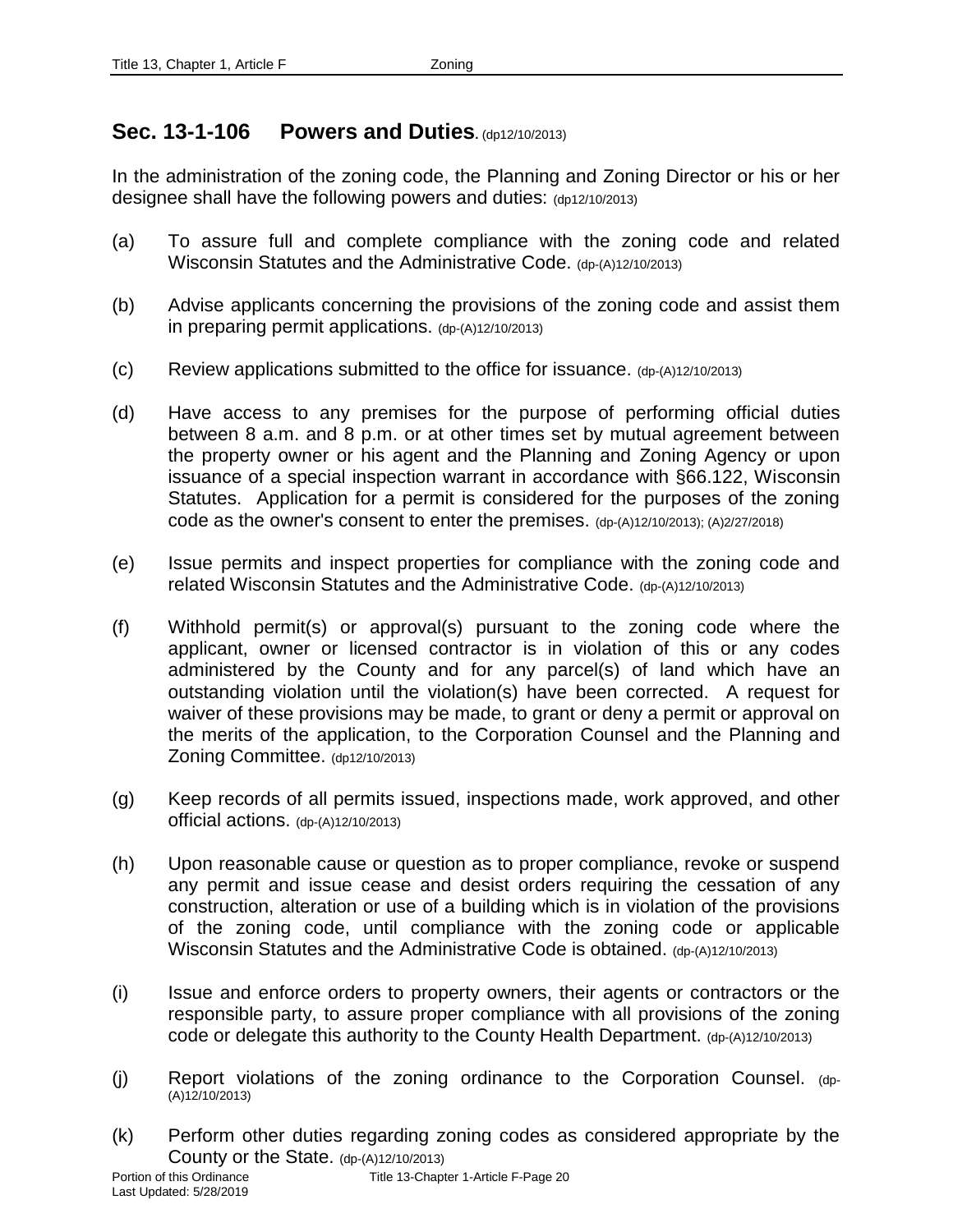## Sec. 13-1-106 Powers and Duties. (dp12/10/2013)

In the administration of the zoning code, the Planning and Zoning Director or his or her designee shall have the following powers and duties: (dp12/10/2013)

(a) To assure full and complete compliance with the zoning code and related Wisconsin Statutes and the Administrative Code. (dp-(A)12/10/2013)

(b) Advise applicants concerning the provisions of the zoning code and assist them in preparing permit applications. (dp-(A)12/10/2013)

(c) Review applications submitted to the office for issuance. (dp-(A)12/10/2013)

(d) Have access to any premises for the purpose of performing official duties between 8 a.m. and 8 p.m. or at other times set by mutual agreement between the property owner or his agent and the Planning and Zoning Agency or upon issuance of a special inspection warrant in accordance with §66.122, Wisconsin Statutes. Application for a permit is considered for the purposes of the zoning code as the owner's consent to enter the premises. (dp-(A)12/10/2013); (A)2/27/2018)

(e) Issue permits and inspect properties for compliance with the zoning code and related Wisconsin Statutes and the Administrative Code. (dp-(A)12/10/2013)

(f) Withhold permit(s) or approval(s) pursuant to the zoning code where the applicant, owner or licensed contractor is in violation of this or any codes administered by the County and for any parcel(s) of land which have an outstanding violation until the violation(s) have been corrected. A request for waiver of these provisions may be made, to grant or deny a permit or approval on the merits of the application, to the Corporation Counsel and the Planning and Zoning Committee. (dp12/10/2013)

(g) Keep records of all permits issued, inspections made, work approved, and other official actions. (dp-(A)12/10/2013)

(h) Upon reasonable cause or question as to proper compliance, revoke or suspend any permit and issue cease and desist orders requiring the cessation of any construction, alteration or use of a building which is in violation of the provisions of the zoning code, until compliance with the zoning code or applicable Wisconsin Statutes and the Administrative Code is obtained. (dp-(A)12/10/2013)

(i) Issue and enforce orders to property owners, their agents or contractors or the responsible party, to assure proper compliance with all provisions of the zoning code or delegate this authority to the County Health Department. (dp-(A)12/10/2013)

(j) Report violations of the zoning ordinance to the Corporation Counsel. (dp-(A)12/10/2013)

(k) Perform other duties regarding zoning codes as considered appropriate by the County or the State. (dp-(A)12/10/2013)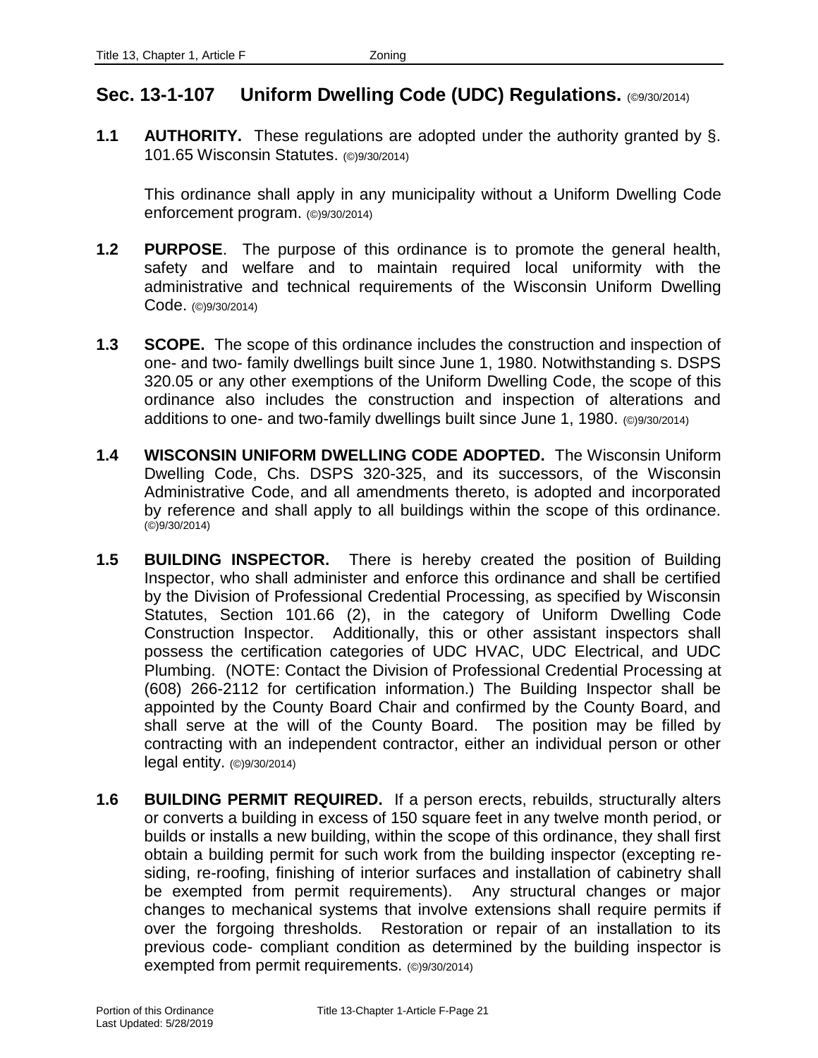## Sec. 13-1-107 Uniform Dwelling Code (UDC) Regulations. (©9/30/2014)

**1.1 AUTHORITY.** These regulations are adopted under the authority granted by §. 101.65 Wisconsin Statutes. (©)9/30/2014)

This ordinance shall apply in any municipality without a Uniform Dwelling Code enforcement program. (©)9/30/2014)

**1.2 PURPOSE**. The purpose of this ordinance is to promote the general health, safety and welfare and to maintain required local uniformity with the administrative and technical requirements of the Wisconsin Uniform Dwelling Code. (©)9/30/2014)

**1.3 SCOPE.** The scope of this ordinance includes the construction and inspection of one- and two- family dwellings built since June 1, 1980. Notwithstanding s. DSPS 320.05 or any other exemptions of the Uniform Dwelling Code, the scope of this ordinance also includes the construction and inspection of alterations and additions to one- and two-family dwellings built since June 1, 1980. (©)9/30/2014)

**1.4 WISCONSIN UNIFORM DWELLING CODE ADOPTED.** The Wisconsin Uniform Dwelling Code, Chs. DSPS 320-325, and its successors, of the Wisconsin Administrative Code, and all amendments thereto, is adopted and incorporated by reference and shall apply to all buildings within the scope of this ordinance. (©)9/30/2014)

**1.5 BUILDING INSPECTOR.** There is hereby created the position of Building Inspector, who shall administer and enforce this ordinance and shall be certified by the Division of Professional Credential Processing, as specified by Wisconsin Statutes, Section 101.66 (2), in the category of Uniform Dwelling Code Construction Inspector. Additionally, this or other assistant inspectors shall possess the certification categories of UDC HVAC, UDC Electrical, and UDC Plumbing. (NOTE: Contact the Division of Professional Credential Processing at (608) 266-2112 for certification information.) The Building Inspector shall be appointed by the County Board Chair and confirmed by the County Board, and shall serve at the will of the County Board. The position may be filled by contracting with an independent contractor, either an individual person or other legal entity. (©)9/30/2014)

**1.6 BUILDING PERMIT REQUIRED.** If a person erects, rebuilds, structurally alters or converts a building in excess of 150 square feet in any twelve month period, or builds or installs a new building, within the scope of this ordinance, they shall first obtain a building permit for such work from the building inspector (excepting re-siding, re-roofing, finishing of interior surfaces and installation of cabinetry shall be exempted from permit requirements). Any structural changes or major changes to mechanical systems that involve extensions shall require permits if over the forgoing thresholds. Restoration or repair of an installation to its previous code- compliant condition as determined by the building inspector is exempted from permit requirements. (©)9/30/2014)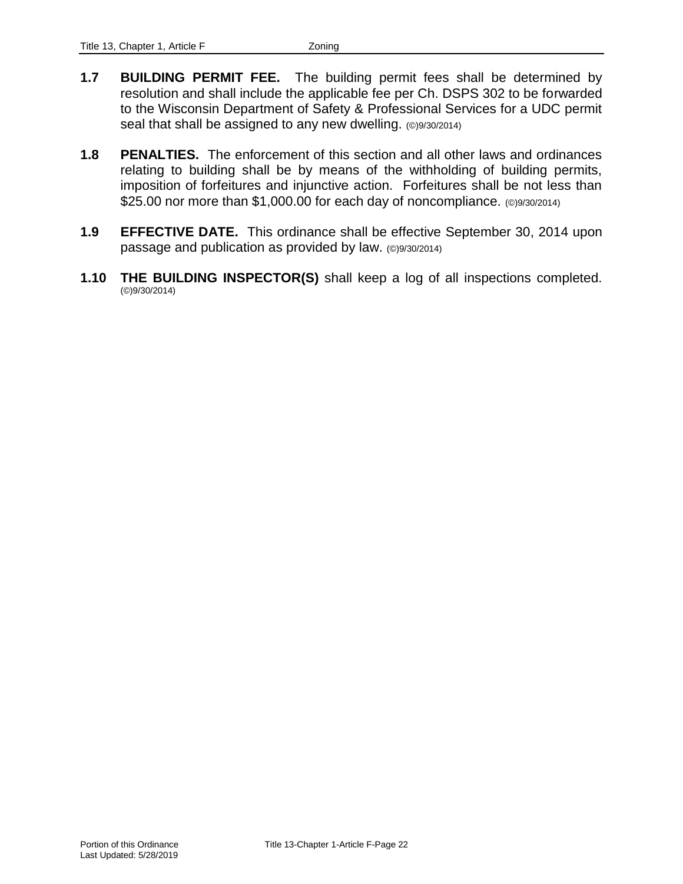**1.7 BUILDING PERMIT FEE.** The building permit fees shall be determined by resolution and shall include the applicable fee per Ch. DSPS 302 to be forwarded to the Wisconsin Department of Safety & Professional Services for a UDC permit seal that shall be assigned to any new dwelling. (©)9/30/2014)

**1.8 PENALTIES.** The enforcement of this section and all other laws and ordinances relating to building shall be by means of the withholding of building permits, imposition of forfeitures and injunctive action. Forfeitures shall be not less than $25.00 nor more than $1,000.00 for each day of noncompliance. (©)9/30/2014)

**1.9 EFFECTIVE DATE.** This ordinance shall be effective September 30, 2014 upon passage and publication as provided by law. (©)9/30/2014)

**1.10 THE BUILDING INSPECTOR(S)** shall keep a log of all inspections completed. (©)9/30/2014)